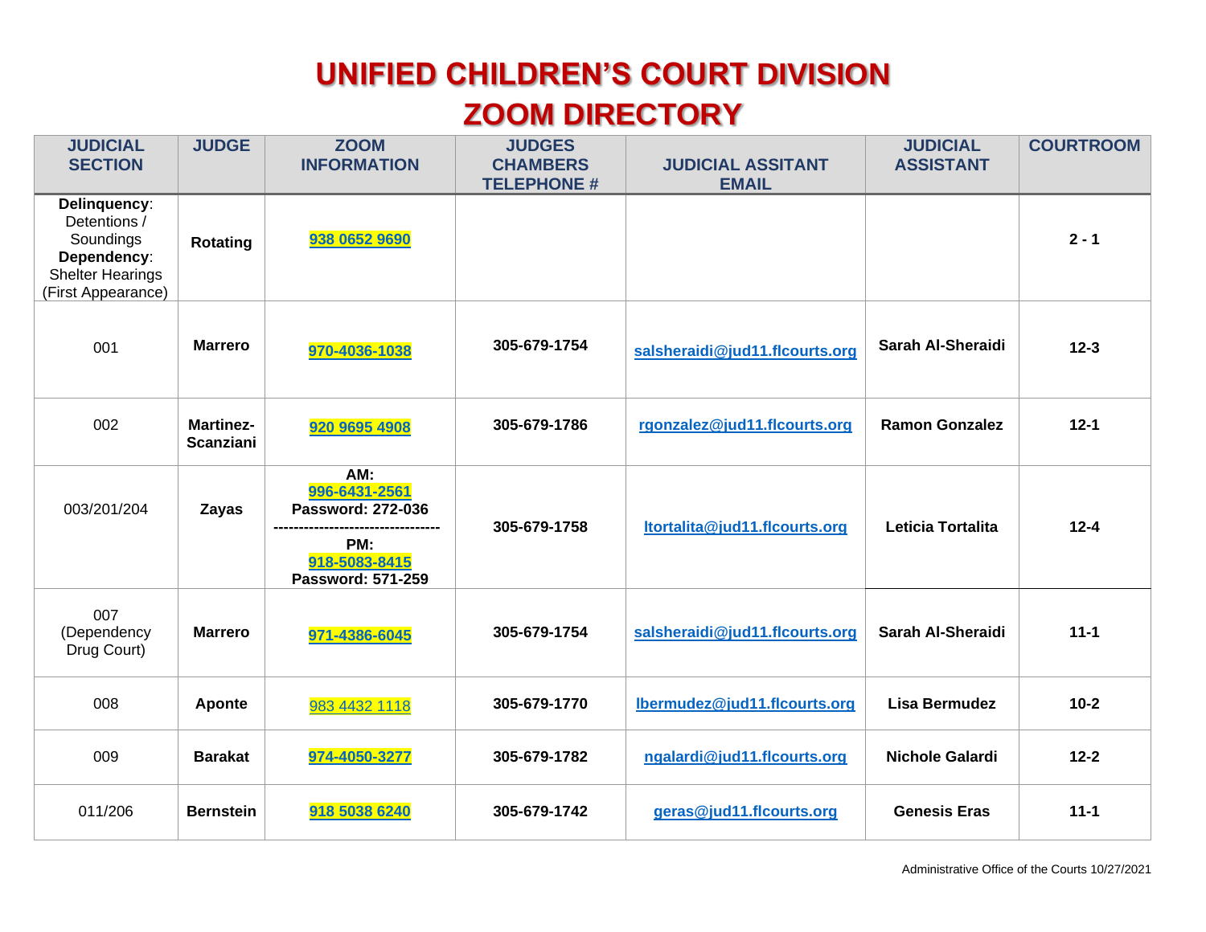# UNIFIED CHILDREN'S COURT DIVISION
# ZOOM DIRECTORY

| JUDICIAL SECTION | JUDGE | ZOOM INFORMATION | JUDGES CHAMBERS TELEPHONE # | JUDICIAL ASSITANT EMAIL | JUDICIAL ASSISTANT | COURTROOM |
|---|---|---|---|---|---|---|
| **Delinquency**: Detentions / Soundings **Dependency**: Shelter Hearings (First Appearance) | **Rotating** | **938 0652 9690** | | | | **2 - 1** |
| 001 | **Marrero** | **970-4036-1038** | **305-679-1754** | **salsheraidi@jud11.flcourts.org** | **Sarah Al-Sheraidi** | **12-3** |
| 002 | **Martinez-Scanziani** | **920 9695 4908** | **305-679-1786** | **rgonzalez@jud11.flcourts.org** | **Ramon Gonzalez** | **12-1** |
| 003/201/204 | **Zayas** | **AM:** **996-6431-2561** **Password: 272-036** ---------------------------------- **PM:** **918-5083-8415** **Password: 571-259** | **305-679-1758** | **ltortalita@jud11.flcourts.org** | **Leticia Tortalita** | **12-4** |
| 007 (Dependency Drug Court) | **Marrero** | **971-4386-6045** | **305-679-1754** | **salsheraidi@jud11.flcourts.org** | **Sarah Al-Sheraidi** | **11-1** |
| 008 | **Aponte** | 983 4432 1118 | **305-679-1770** | **lbermudez@jud11.flcourts.org** | **Lisa Bermudez** | **10-2** |
| 009 | **Barakat** | **974-4050-3277** | **305-679-1782** | **ngalardi@jud11.flcourts.org** | **Nichole Galardi** | **12-2** |
| 011/206 | **Bernstein** | **918 5038 6240** | **305-679-1742** | **geras@jud11.flcourts.org** | **Genesis Eras** | **11-1** |

Administrative Office of the Courts 10/27/2021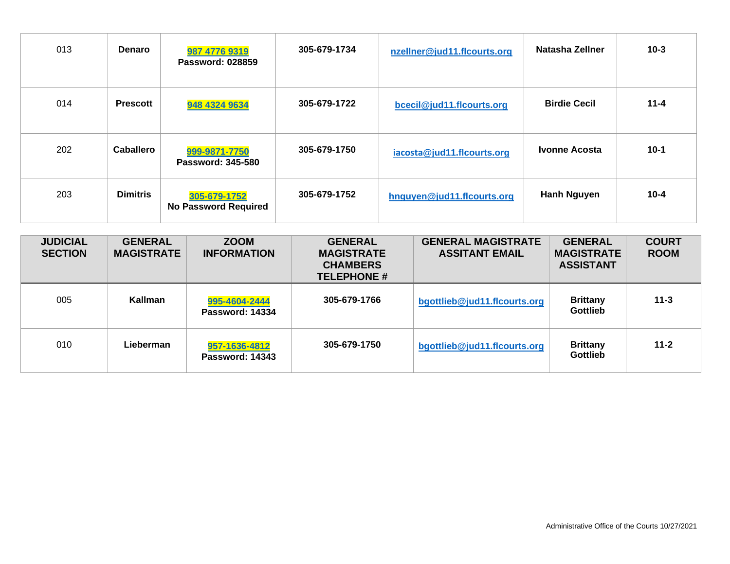| | | | | | | |
|---|---|---|---|---|---|---|
| 013 | **Denaro** | **987 4776 9319**<br>**Password: 028859** | **305-679-1734** | nzellner@jud11.flcourts.org | **Natasha Zellner** | **10-3** |
| 014 | **Prescott** | **948 4324 9634** | **305-679-1722** | bcecil@jud11.flcourts.org | **Birdie Cecil** | **11-4** |
| 202 | **Caballero** | **999-9871-7750**<br>**Password: 345-580** | **305-679-1750** | iacosta@jud11.flcourts.org | **Ivonne Acosta** | **10-1** |
| 203 | **Dimitris** | **305-679-1752**<br>**No Password Required** | **305-679-1752** | hnguyen@jud11.flcourts.org | **Hanh Nguyen** | **10-4** |

| JUDICIAL SECTION | GENERAL MAGISTRATE | ZOOM INFORMATION | GENERAL MAGISTRATE CHAMBERS TELEPHONE # | GENERAL MAGISTRATE ASSITANT EMAIL | GENERAL MAGISTRATE ASSISTANT | COURT ROOM |
|---|---|---|---|---|---|---|
| 005 | **Kallman** | **995-4604-2444**<br>**Password: 14334** | **305-679-1766** | bgottlieb@jud11.flcourts.org | **Brittany Gottlieb** | **11-3** |
| 010 | **Lieberman** | **957-1636-4812**<br>**Password: 14343** | **305-679-1750** | bgottlieb@jud11.flcourts.org | **Brittany Gottlieb** | **11-2** |

Administrative Office of the Courts 10/27/2021